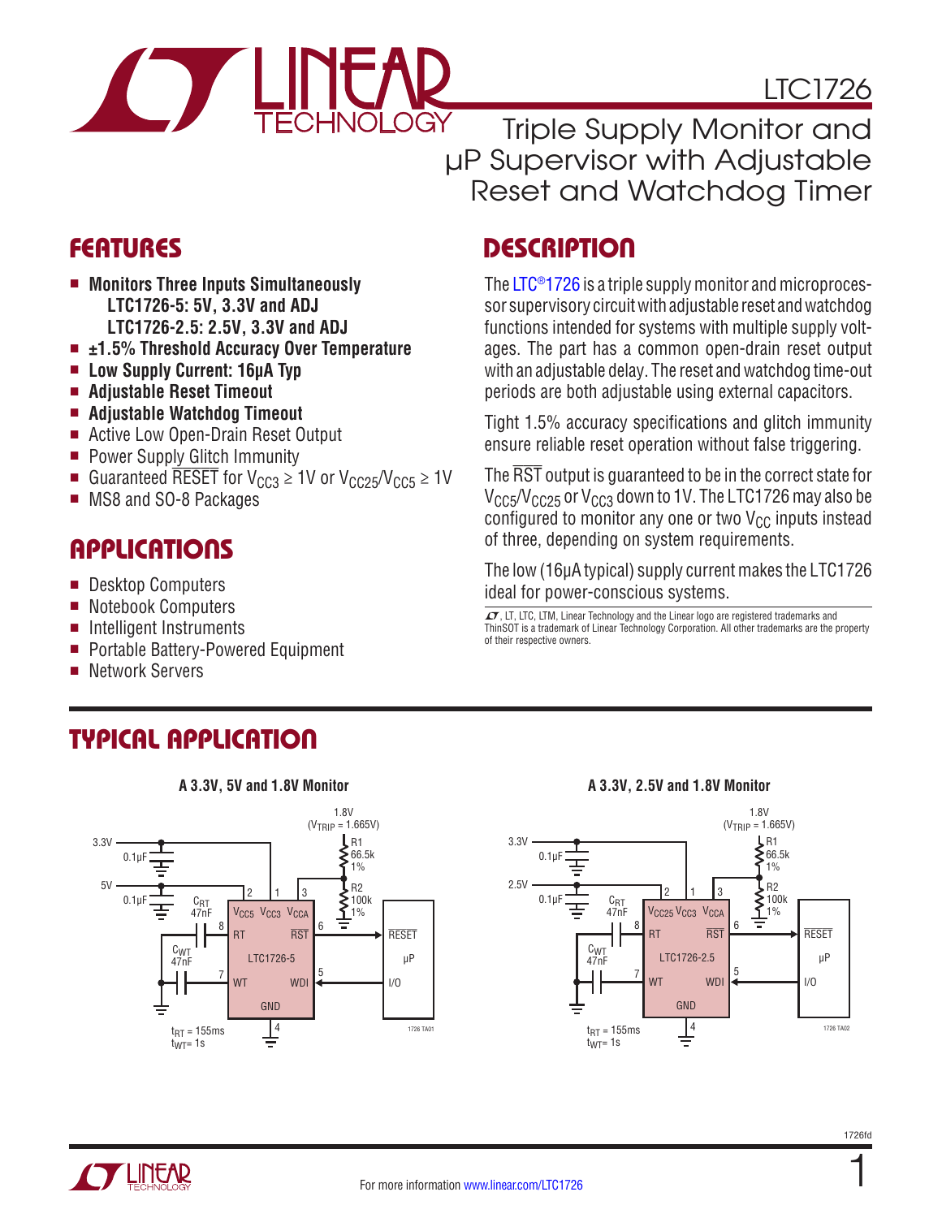# LTC1726

## Triple Supply Monitor and µP Supervisor with Adjustable Reset and Watchdog Timer

## FEATURES

- **Monitors Three Inputs Simultaneously**
  **LTC1726-5: 5V, 3.3V and ADJ**
  **LTC1726-2.5: 2.5V, 3.3V and ADJ**
- **±1.5% Threshold Accuracy Over Temperature**
- **Low Supply Current: 16µA Typ**
- **Adjustable Reset Timeout**
- **Adjustable Watchdog Timeout**
- Active Low Open-Drain Reset Output
- Power Supply Glitch Immunity
- Guaranteed $\overline{\text{RESET}}$ for $V_{CC3} \geq 1V$ or $V_{CC25}/V_{CC5} \geq 1V$
- MS8 and SO-8 Packages

## APPLICATIONS

- Desktop Computers
- Notebook Computers
- Intelligent Instruments
- Portable Battery-Powered Equipment
- Network Servers

## DESCRIPTION

The LTC®1726 is a triple supply monitor and microprocessor supervisory circuit with adjustable reset and watchdog functions intended for systems with multiple supply voltages. The part has a common open-drain reset output with an adjustable delay. The reset and watchdog time-out periods are both adjustable using external capacitors.

Tight 1.5% accuracy specifications and glitch immunity ensure reliable reset operation without false triggering.

The $\overline{\text{RST}}$ output is guaranteed to be in the correct state for $V_{CC5}/V_{CC25}$ or $V_{CC3}$ down to 1V. The LTC1726 may also be configured to monitor any one or two $V_{CC}$ inputs instead of three, depending on system requirements.

The low (16µA typical) supply current makes the LTC1726 ideal for power-conscious systems.

LT, LTC, LTM, Linear Technology and the Linear logo are registered trademarks and ThinSOT is a trademark of Linear Technology Corporation. All other trademarks are the property of their respective owners.

## TYPICAL APPLICATION

**A 3.3V, 5V and 1.8V Monitor**

**A 3.3V, 2.5V and 1.8V Monitor**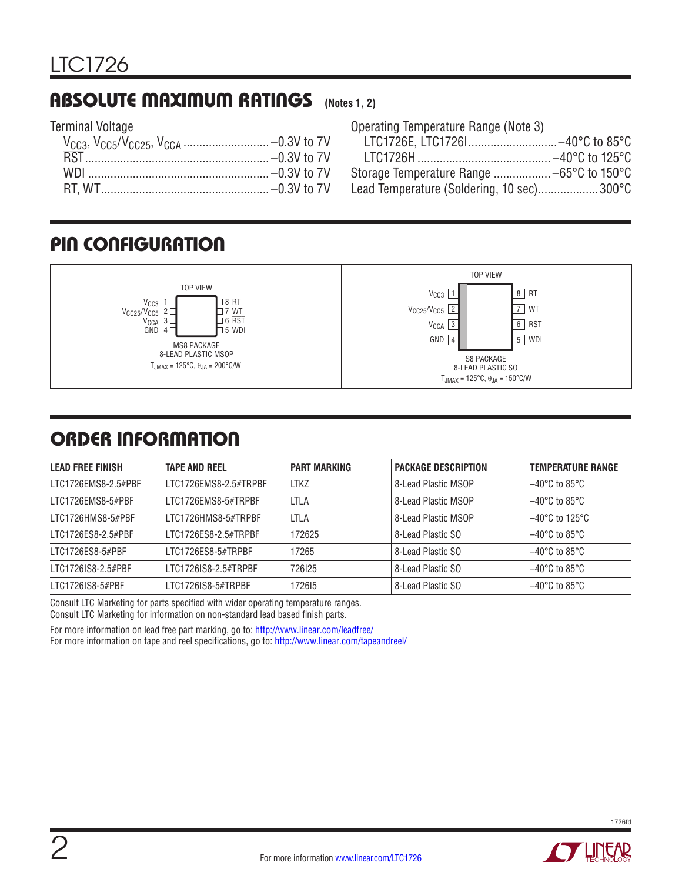## ABSOLUTE MAXIMUM RATINGS (Notes 1, 2)

Terminal Voltage

- $V_{CC3}$, $V_{CC5}/V_{CC25}$, $V_{CCA}$ ........................... –0.3V to 7V
- $\overline{RST}$ ........................... –0.3V to 7V
- WDI ........................... –0.3V to 7V
- RT, WT ........................... –0.3V to 7V

Operating Temperature Range (Note 3)

- LTC1726E, LTC1726I ........................... –40°C to 85°C
- LTC1726H ........................... –40°C to 125°C

Storage Temperature Range ........................... –65°C to 150°C

Lead Temperature (Soldering, 10 sec) ........................... 300°C

## PIN CONFIGURATION

**MS8 PACKAGE, 8-LEAD PLASTIC MSOP (TOP VIEW)**

| Pin | Name | Pin | Name |
|---|---|---|---|
| 1 | $V_{CC3}$ | 8 | RT |
| 2 | $V_{CC25}/V_{CC5}$ | 7 | WT |
| 3 | $V_{CCA}$ | 6 | $\overline{RST}$ |
| 4 | GND | 5 | WDI |

$T_{JMAX} = 125°C$, $\theta_{JA} = 200°C/W$

**S8 PACKAGE, 8-LEAD PLASTIC SO (TOP VIEW)**

| Pin | Name | Pin | Name |
|---|---|---|---|
| 1 | $V_{CC3}$ | 8 | RT |
| 2 | $V_{CC25}/V_{CC5}$ | 7 | WT |
| 3 | $V_{CCA}$ | 6 | $\overline{RST}$ |
| 4 | GND | 5 | WDI |

$T_{JMAX} = 125°C$, $\theta_{JA} = 150°C/W$

## ORDER INFORMATION

| LEAD FREE FINISH | TAPE AND REEL | PART MARKING | PACKAGE DESCRIPTION | TEMPERATURE RANGE |
|---|---|---|---|---|
| LTC1726EMS8-2.5#PBF | LTC1726EMS8-2.5#TRPBF | LTKZ | 8-Lead Plastic MSOP | –40°C to 85°C |
| LTC1726EMS8-5#PBF | LTC1726EMS8-5#TRPBF | LTLA | 8-Lead Plastic MSOP | –40°C to 85°C |
| LTC1726HMS8-5#PBF | LTC1726HMS8-5#TRPBF | LTLA | 8-Lead Plastic MSOP | –40°C to 125°C |
| LTC1726ES8-2.5#PBF | LTC1726ES8-2.5#TRPBF | 172625 | 8-Lead Plastic SO | –40°C to 85°C |
| LTC1726ES8-5#PBF | LTC1726ES8-5#TRPBF | 17265 | 8-Lead Plastic SO | –40°C to 85°C |
| LTC1726IS8-2.5#PBF | LTC1726IS8-2.5#TRPBF | 726I25 | 8-Lead Plastic SO | –40°C to 85°C |
| LTC1726IS8-5#PBF | LTC1726IS8-5#TRPBF | 1726I5 | 8-Lead Plastic SO | –40°C to 85°C |

Consult LTC Marketing for parts specified with wider operating temperature ranges.
Consult LTC Marketing for information on non-standard lead based finish parts.

For more information on lead free part marking, go to: http://www.linear.com/leadfree/
For more information on tape and reel specifications, go to: http://www.linear.com/tapeandreel/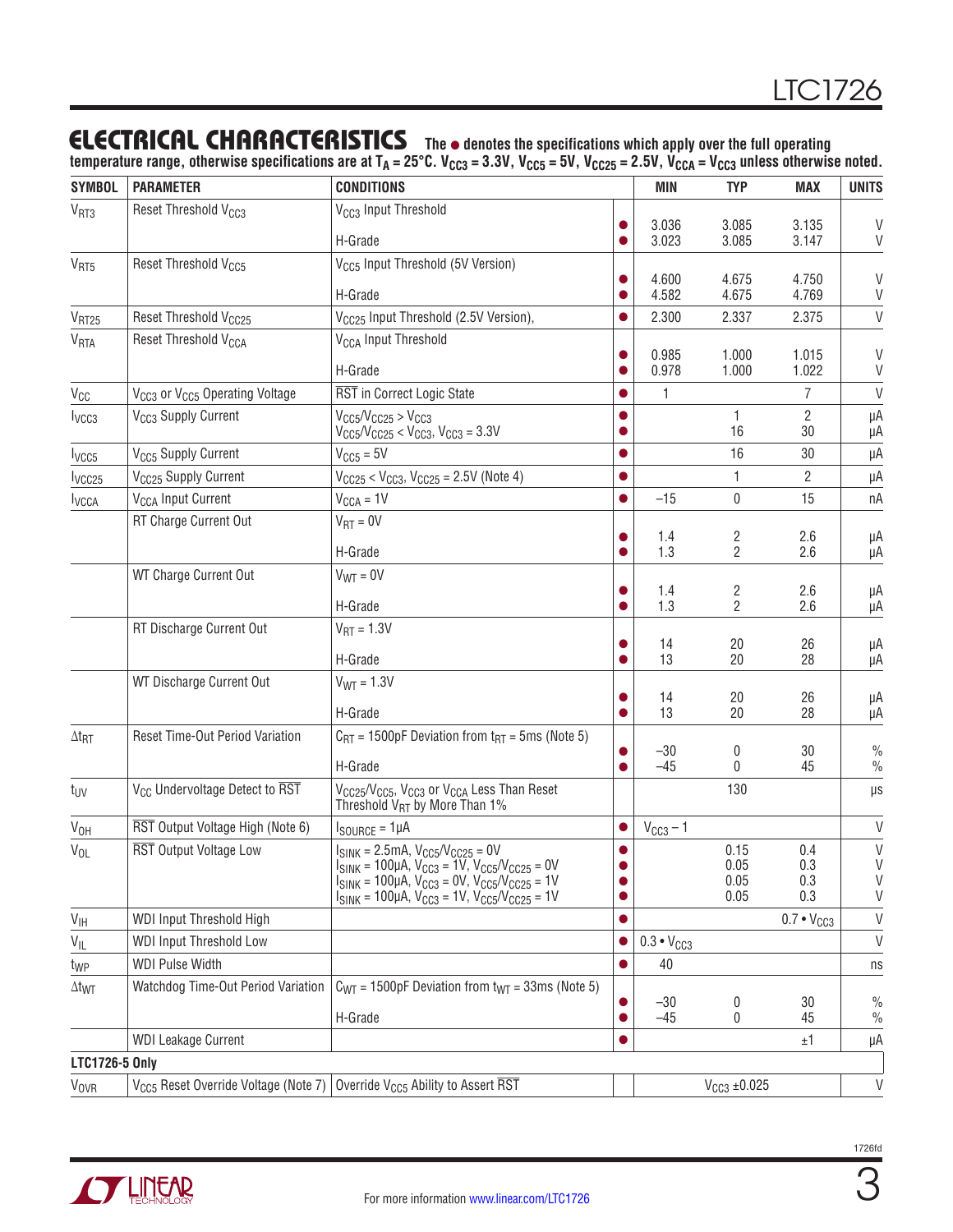## ELECTRICAL CHARACTERISTICS

**The ● denotes the specifications which apply over the full operating temperature range, otherwise specifications are at $T_A$ = 25°C. $V_{CC3}$ = 3.3V, $V_{CC5}$ = 5V, $V_{CC25}$ = 2.5V, $V_{CCA}$ = $V_{CC3}$ unless otherwise noted.**

| SYMBOL | PARAMETER | CONDITIONS | | MIN | TYP | MAX | UNITS |
|---|---|---|---|---|---|---|---|
| $V_{RT3}$ | Reset Threshold $V_{CC3}$ | $V_{CC3}$ Input Threshold | ● | 3.036 | 3.085 | 3.135 | V |
| | | H-Grade | ● | 3.023 | 3.085 | 3.147 | V |
| $V_{RT5}$ | Reset Threshold $V_{CC5}$ | $V_{CC5}$ Input Threshold (5V Version) | ● | 4.600 | 4.675 | 4.750 | V |
| | | H-Grade | ● | 4.582 | 4.675 | 4.769 | V |
| $V_{RT25}$ | Reset Threshold $V_{CC25}$ | $V_{CC25}$ Input Threshold (2.5V Version), | ● | 2.300 | 2.337 | 2.375 | V |
| $V_{RTA}$ | Reset Threshold $V_{CCA}$ | $V_{CCA}$ Input Threshold | ● | 0.985 | 1.000 | 1.015 | V |
| | | H-Grade | ● | 0.978 | 1.000 | 1.022 | V |
| $V_{CC}$ | $V_{CC3}$ or $V_{CC5}$ Operating Voltage | $\overline{RST}$ in Correct Logic State | ● | 1 | | 7 | V |
| $I_{VCC3}$ | $V_{CC3}$ Supply Current | $V_{CC5}/V_{CC25}$ > $V_{CC3}$ | ● | | 1 | 2 | µA |
| | | $V_{CC5}/V_{CC25}$ < $V_{CC3}$, $V_{CC3}$ = 3.3V | ● | | 16 | 30 | µA |
| $I_{VCC5}$ | $V_{CC5}$ Supply Current | $V_{CC5}$ = 5V | ● | | 16 | 30 | µA |
| $I_{VCC25}$ | $V_{CC25}$ Supply Current | $V_{CC25}$ < $V_{CC3}$, $V_{CC25}$ = 2.5V (Note 4) | ● | | 1 | 2 | µA |
| $I_{VCCA}$ | $V_{CCA}$ Input Current | $V_{CCA}$ = 1V | ● | –15 | 0 | 15 | nA |
| | RT Charge Current Out | $V_{RT}$ = 0V | ● | 1.4 | 2 | 2.6 | µA |
| | | H-Grade | ● | 1.3 | 2 | 2.6 | µA |
| | WT Charge Current Out | $V_{WT}$ = 0V | ● | 1.4 | 2 | 2.6 | µA |
| | | H-Grade | ● | 1.3 | 2 | 2.6 | µA |
| | RT Discharge Current Out | $V_{RT}$ = 1.3V | ● | 14 | 20 | 26 | µA |
| | | H-Grade | ● | 13 | 20 | 28 | µA |
| | WT Discharge Current Out | $V_{WT}$ = 1.3V | ● | 14 | 20 | 26 | µA |
| | | H-Grade | ● | 13 | 20 | 28 | µA |
| $\Delta t_{RT}$ | Reset Time-Out Period Variation | $C_{RT}$ = 1500pF Deviation from $t_{RT}$ = 5ms (Note 5) | ● | –30 | 0 | 30 | % |
| | | H-Grade | ● | –45 | 0 | 45 | % |
| $t_{UV}$ | $V_{CC}$ Undervoltage Detect to $\overline{RST}$ | $V_{CC25}/V_{CC5}$, $V_{CC3}$ or $V_{CCA}$ Less Than Reset Threshold $V_{RT}$ by More Than 1% | | | 130 | | µs |
| $V_{OH}$ | $\overline{RST}$ Output Voltage High (Note 6) | $I_{SOURCE}$ = 1µA | ● | $V_{CC3}$ – 1 | | | V |
| $V_{OL}$ | $\overline{RST}$ Output Voltage Low | $I_{SINK}$ = 2.5mA, $V_{CC5}/V_{CC25}$ = 0V | ● | | 0.15 | 0.4 | V |
| | | $I_{SINK}$ = 100µA, $V_{CC3}$ = 1V, $V_{CC5}/V_{CC25}$ = 0V | ● | | 0.05 | 0.3 | V |
| | | $I_{SINK}$ = 100µA, $V_{CC3}$ = 0V, $V_{CC5}/V_{CC25}$ = 1V | ● | | 0.05 | 0.3 | V |
| | | $I_{SINK}$ = 100µA, $V_{CC3}$ = 1V, $V_{CC5}/V_{CC25}$ = 1V | ● | | 0.05 | 0.3 | V |
| $V_{IH}$ | WDI Input Threshold High | | ● | | | 0.7 • $V_{CC3}$ | V |
| $V_{IL}$ | WDI Input Threshold Low | | ● | 0.3 • $V_{CC3}$ | | | V |
| $t_{WP}$ | WDI Pulse Width | | ● | 40 | | | ns |
| $\Delta t_{WT}$ | Watchdog Time-Out Period Variation | $C_{WT}$ = 1500pF Deviation from $t_{WT}$ = 33ms (Note 5) | ● | –30 | 0 | 30 | % |
| | | H-Grade | ● | –45 | 0 | 45 | % |
| | WDI Leakage Current | | ● | | | ±1 | µA |
| **LTC1726-5 Only** | | | | | | | |
| $V_{OVR}$ | $V_{CC5}$ Reset Override Voltage (Note 7) | Override $V_{CC5}$ Ability to Assert $\overline{RST}$ | | | $V_{CC3}$ ±0.025 | | V |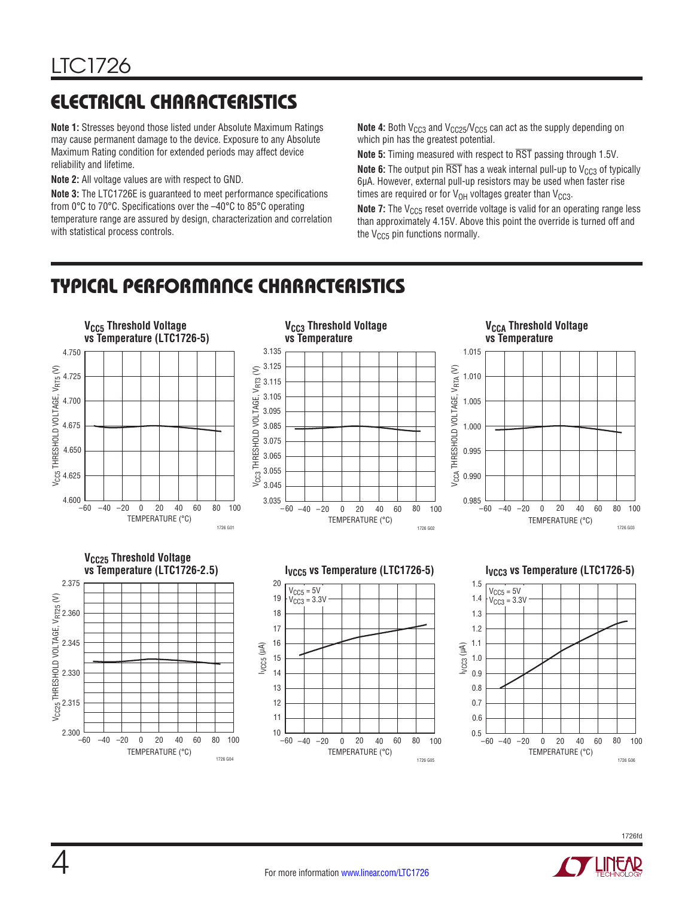## ELECTRICAL CHARACTERISTICS

**Note 1:** Stresses beyond those listed under Absolute Maximum Ratings may cause permanent damage to the device. Exposure to any Absolute Maximum Rating condition for extended periods may affect device reliability and lifetime.

**Note 2:** All voltage values are with respect to GND.

**Note 3:** The LTC1726E is guaranteed to meet performance specifications from 0°C to 70°C. Specifications over the –40°C to 85°C operating temperature range are assured by design, characterization and correlation with statistical process controls.

**Note 4:** Both $V_{CC3}$ and $V_{CC25}/V_{CC5}$ can act as the supply depending on which pin has the greatest potential.

**Note 5:** Timing measured with respect to $\overline{RST}$ passing through 1.5V.

**Note 6:** The output pin $\overline{RST}$ has a weak internal pull-up to $V_{CC3}$ of typically 6µA. However, external pull-up resistors may be used when faster rise times are required or for $V_{OH}$ voltages greater than $V_{CC3}$.

**Note 7:** The $V_{CC5}$ reset override voltage is valid for an operating range less than approximately 4.15V. Above this point the override is turned off and the $V_{CC5}$ pin functions normally.

## TYPICAL PERFORMANCE CHARACTERISTICS

$V_{CC5}$ Threshold Voltage vs Temperature (LTC1726-5)

$V_{CC3}$ Threshold Voltage vs Temperature

$V_{CCA}$ Threshold Voltage vs Temperature

$V_{CC25}$ Threshold Voltage vs Temperature (LTC1726-2.5)

$I_{VCC5}$ vs Temperature (LTC1726-5)

$I_{VCC3}$ vs Temperature (LTC1726-5)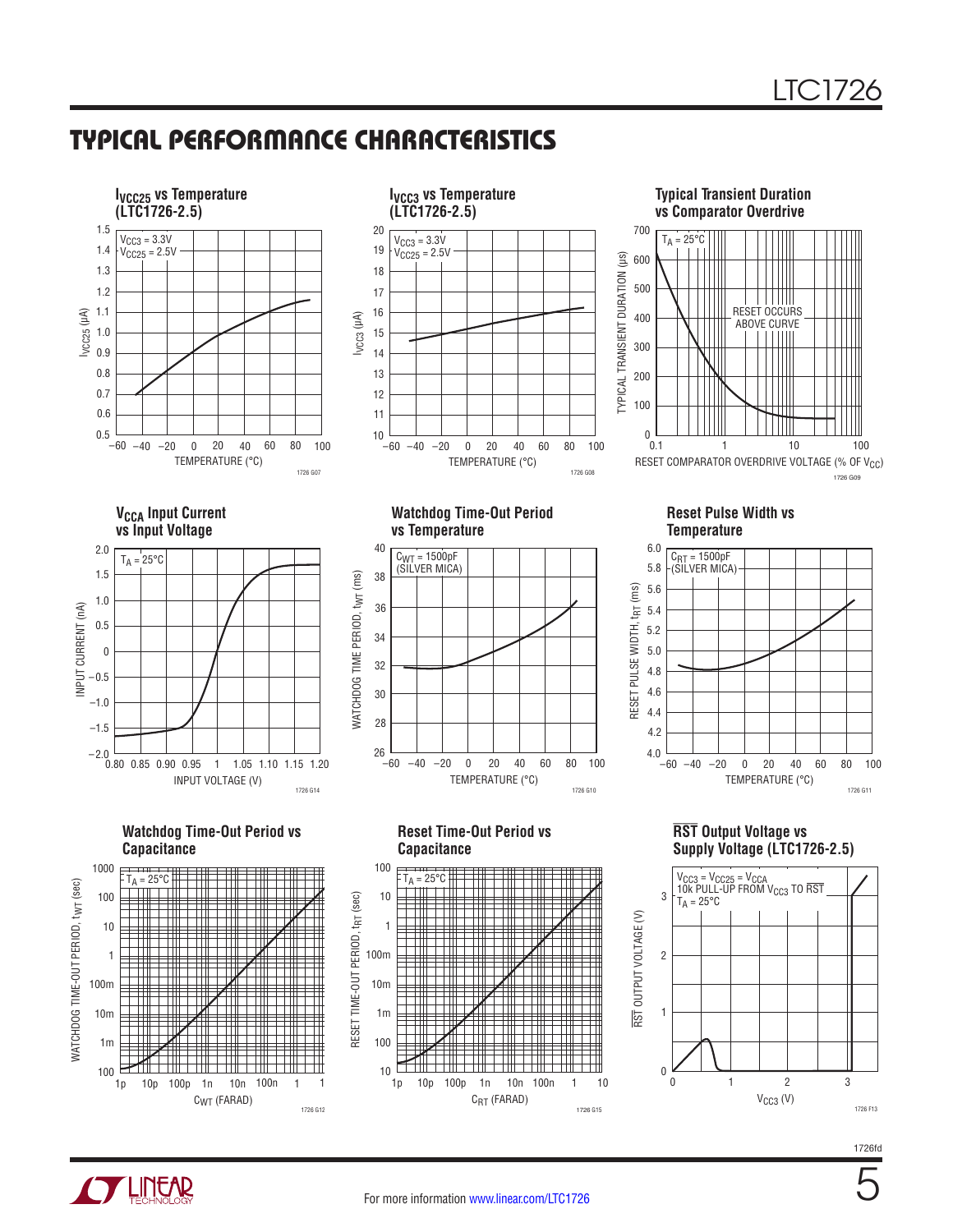## TYPICAL PERFORMANCE CHARACTERISTICS

**$I_{VCC25}$ vs Temperature (LTC1726-2.5)**

$V_{CC3}$ = 3.3V
$V_{CC25}$ = 2.5V

$I_{VCC25}$ (µA) vs TEMPERATURE (°C)

1726 G07

**$I_{VCC3}$ vs Temperature (LTC1726-2.5)**

$V_{CC3}$ = 3.3V
$V_{CC25}$ = 2.5V

$I_{VCC3}$ (µA) vs TEMPERATURE (°C)

1726 G08

**Typical Transient Duration vs Comparator Overdrive**

$T_A$ = 25°C

RESET OCCURS ABOVE CURVE

TYPICAL TRANSIENT DURATION (µs) vs RESET COMPARATOR OVERDRIVE VOLTAGE (% OF $V_{CC}$)

1726 G09

**$V_{CCA}$ Input Current vs Input Voltage**

$T_A$ = 25°C

INPUT CURRENT (nA) vs INPUT VOLTAGE (V)

1726 G14

**Watchdog Time-Out Period vs Temperature**

$C_{WT}$ = 1500pF (SILVER MICA)

WATCHDOG TIME PERIOD, $t_{WT}$ (ms) vs TEMPERATURE (°C)

1726 G10

**Reset Pulse Width vs Temperature**

$C_{RT}$ = 1500pF (SILVER MICA)

RESET PULSE WIDTH, $t_{RT}$ (ms) vs TEMPERATURE (°C)

1726 G11

**Watchdog Time-Out Period vs Capacitance**

$T_A$ = 25°C

WATCHDOG TIME-OUT PERIOD, $t_{WT}$ (sec) vs $C_{WT}$ (FARAD)

1726 G12

**Reset Time-Out Period vs Capacitance**

$T_A$ = 25°C

RESET TIME-OUT PERIOD, $t_{RT}$ (sec) vs $C_{RT}$ (FARAD)

1726 G15

**$\overline{RST}$ Output Voltage vs Supply Voltage (LTC1726-2.5)**

$V_{CC3}$ = $V_{CC25}$ = $V_{CCA}$
10k PULL-UP FROM $V_{CC3}$ TO $\overline{RST}$
$T_A$ = 25°C

$\overline{RST}$ OUTPUT VOLTAGE (V) vs $V_{CC3}$ (V)

1726 F13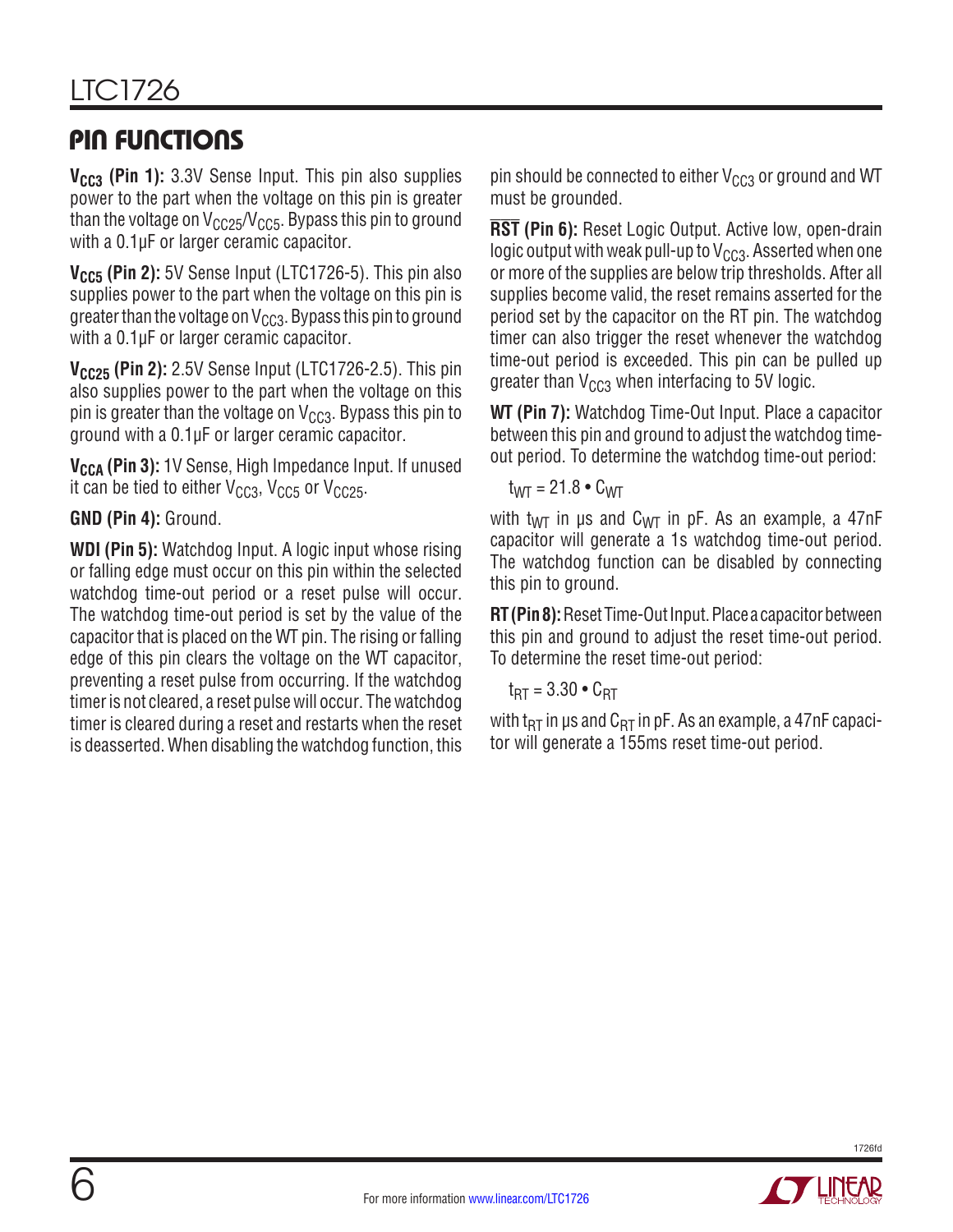## PIN FUNCTIONS

**$V_{CC3}$ (Pin 1):** 3.3V Sense Input. This pin also supplies power to the part when the voltage on this pin is greater than the voltage on $V_{CC25}/V_{CC5}$. Bypass this pin to ground with a 0.1µF or larger ceramic capacitor.

**$V_{CC5}$ (Pin 2):** 5V Sense Input (LTC1726-5). This pin also supplies power to the part when the voltage on this pin is greater than the voltage on $V_{CC3}$. Bypass this pin to ground with a 0.1µF or larger ceramic capacitor.

**$V_{CC25}$ (Pin 2):** 2.5V Sense Input (LTC1726-2.5). This pin also supplies power to the part when the voltage on this pin is greater than the voltage on $V_{CC3}$. Bypass this pin to ground with a 0.1µF or larger ceramic capacitor.

**$V_{CCA}$ (Pin 3):** 1V Sense, High Impedance Input. If unused it can be tied to either $V_{CC3}$, $V_{CC5}$ or $V_{CC25}$.

**GND (Pin 4):** Ground.

**WDI (Pin 5):** Watchdog Input. A logic input whose rising or falling edge must occur on this pin within the selected watchdog time-out period or a reset pulse will occur. The watchdog time-out period is set by the value of the capacitor that is placed on the WT pin. The rising or falling edge of this pin clears the voltage on the WT capacitor, preventing a reset pulse from occurring. If the watchdog timer is not cleared, a reset pulse will occur. The watchdog timer is cleared during a reset and restarts when the reset is deasserted. When disabling the watchdog function, this pin should be connected to either $V_{CC3}$ or ground and WT must be grounded.

**$\overline{RST}$ (Pin 6):** Reset Logic Output. Active low, open-drain logic output with weak pull-up to $V_{CC3}$. Asserted when one or more of the supplies are below trip thresholds. After all supplies become valid, the reset remains asserted for the period set by the capacitor on the RT pin. The watchdog timer can also trigger the reset whenever the watchdog time-out period is exceeded. This pin can be pulled up greater than $V_{CC3}$ when interfacing to 5V logic.

**WT (Pin 7):** Watchdog Time-Out Input. Place a capacitor between this pin and ground to adjust the watchdog time-out period. To determine the watchdog time-out period:

$$t_{WT} = 21.8 \bullet C_{WT}$$

with $t_{WT}$ in µs and $C_{WT}$ in pF. As an example, a 47nF capacitor will generate a 1s watchdog time-out period. The watchdog function can be disabled by connecting this pin to ground.

**RT (Pin 8):** Reset Time-Out Input. Place a capacitor between this pin and ground to adjust the reset time-out period. To determine the reset time-out period:

$$t_{RT} = 3.30 \bullet C_{RT}$$

with $t_{RT}$ in µs and $C_{RT}$ in pF. As an example, a 47nF capacitor will generate a 155ms reset time-out period.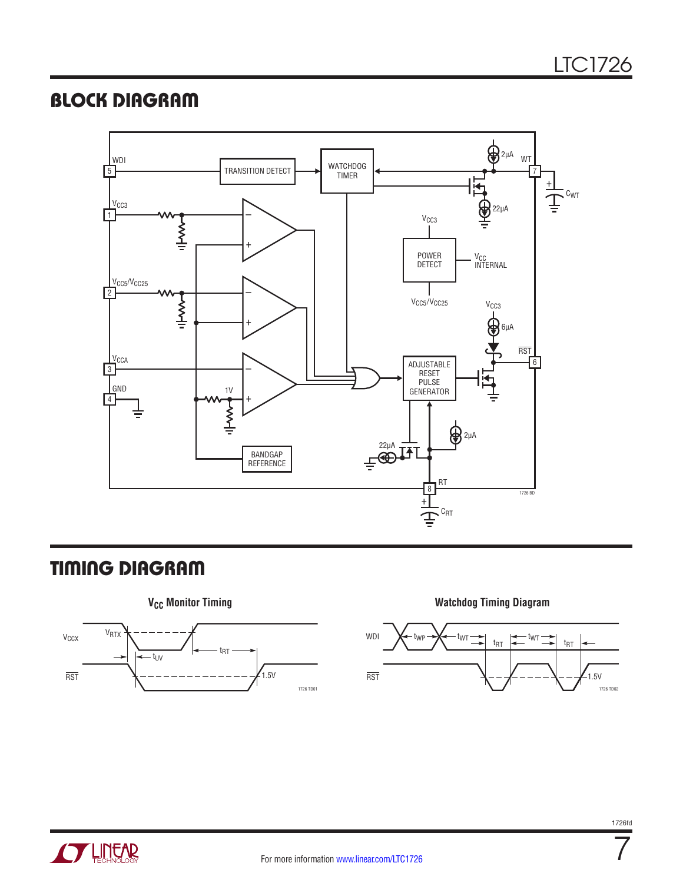## BLOCK DIAGRAM

WDI 5, TRANSITION DETECT, WATCHDOG TIMER, 2µA, WT 7, $C_{WT}$, 22µA

$V_{CC3}$ 1, $V_{CC5}/V_{CC25}$ 2, $V_{CCA}$ 3, GND 4

$V_{CC3}$, POWER DETECT, $V_{CC}$ INTERNAL, $V_{CC5}/V_{CC25}$

$V_{CC3}$, 6µA, $\overline{RST}$ 6

1V, ADJUSTABLE RESET PULSE GENERATOR

BANDGAP REFERENCE, 22µA, 2µA, RT 8, $C_{RT}$

1726 BD

## TIMING DIAGRAM

### $V_{CC}$ Monitor Timing

$V_{CCX}$, $V_{RTX}$, $t_{UV}$, $t_{RT}$, $\overline{RST}$, 1.5V

1726 TD01

### Watchdog Timing Diagram

WDI, $t_{WP}$, $t_{WT}$, $t_{RT}$, $t_{WT}$, $t_{RT}$, $\overline{RST}$, 1.5V

1726 TD02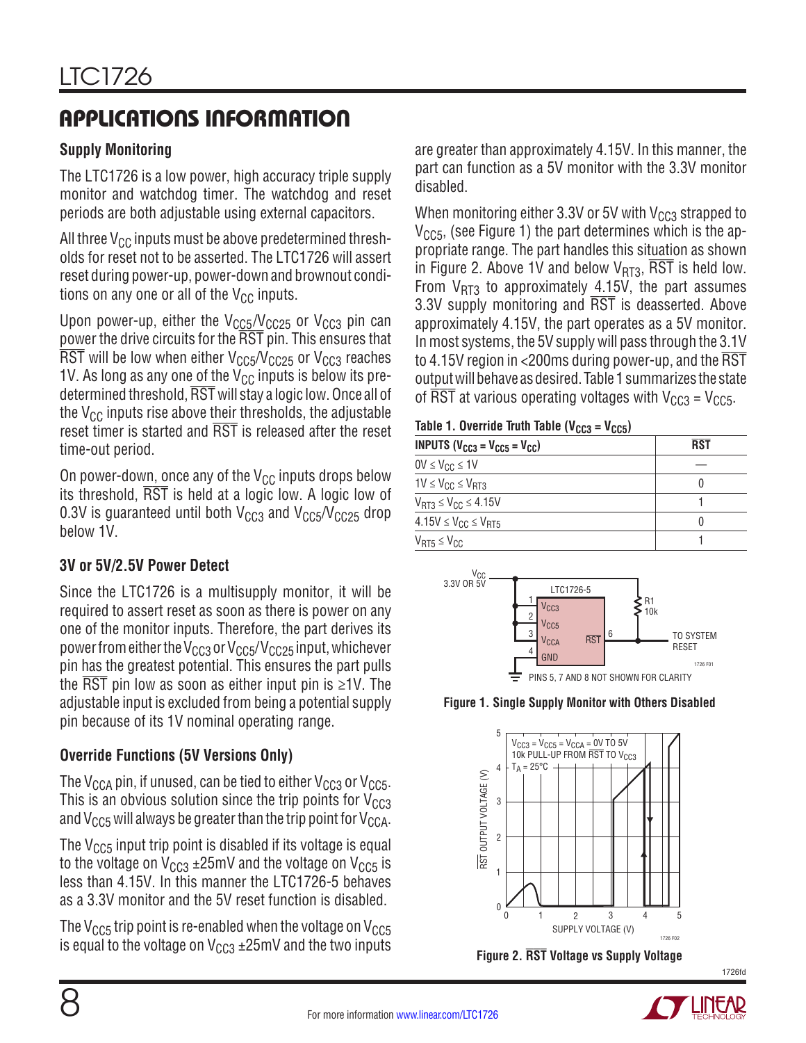## APPLICATIONS INFORMATION

### Supply Monitoring

The LTC1726 is a low power, high accuracy triple supply monitor and watchdog timer. The watchdog and reset periods are both adjustable using external capacitors.

All three $V_{CC}$ inputs must be above predetermined thresholds for reset not to be asserted. The LTC1726 will assert reset during power-up, power-down and brownout conditions on any one or all of the $V_{CC}$ inputs.

Upon power-up, either the $V_{CC5}/V_{CC25}$ or $V_{CC3}$ pin can power the drive circuits for the $\overline{RST}$ pin. This ensures that $\overline{RST}$ will be low when either $V_{CC5}/V_{CC25}$ or $V_{CC3}$ reaches 1V. As long as any one of the $V_{CC}$ inputs is below its predetermined threshold, $\overline{RST}$ will stay a logic low. Once all of the $V_{CC}$ inputs rise above their thresholds, the adjustable reset timer is started and $\overline{RST}$ is released after the reset time-out period.

On power-down, once any of the $V_{CC}$ inputs drops below its threshold, $\overline{RST}$ is held at a logic low. A logic low of 0.3V is guaranteed until both $V_{CC3}$ and $V_{CC5}/V_{CC25}$ drop below 1V.

### 3V or 5V/2.5V Power Detect

Since the LTC1726 is a multisupply monitor, it will be required to assert reset as soon as there is power on any one of the monitor inputs. Therefore, the part derives its power from either the $V_{CC3}$ or $V_{CC5}/V_{CC25}$ input, whichever pin has the greatest potential. This ensures the part pulls the $\overline{RST}$ pin low as soon as either input pin is ≥1V. The adjustable input is excluded from being a potential supply pin because of its 1V nominal operating range.

### Override Functions (5V Versions Only)

The $V_{CCA}$ pin, if unused, can be tied to either $V_{CC3}$ or $V_{CC5}$. This is an obvious solution since the trip points for $V_{CC3}$ and $V_{CC5}$ will always be greater than the trip point for $V_{CCA}$.

The $V_{CC5}$ input trip point is disabled if its voltage is equal to the voltage on $V_{CC3}$ ±25mV and the voltage on $V_{CC5}$ is less than 4.15V. In this manner the LTC1726-5 behaves as a 3.3V monitor and the 5V reset function is disabled.

The $V_{CC5}$ trip point is re-enabled when the voltage on $V_{CC5}$ is equal to the voltage on $V_{CC3}$ ±25mV and the two inputs are greater than approximately 4.15V. In this manner, the part can function as a 5V monitor with the 3.3V monitor disabled.

When monitoring either 3.3V or 5V with $V_{CC3}$ strapped to $V_{CC5}$, (see Figure 1) the part determines which is the appropriate range. The part handles this situation as shown in Figure 2. Above 1V and below $V_{RT3}$, $\overline{RST}$ is held low. From $V_{RT3}$ to approximately 4.15V, the part assumes 3.3V supply monitoring and $\overline{RST}$ is deasserted. Above approximately 4.15V, the part operates as a 5V monitor. In most systems, the 5V supply will pass through the 3.1V to 4.15V region in <200ms during power-up, and the $\overline{RST}$ output will behave as desired. Table 1 summarizes the state of $\overline{RST}$ at various operating voltages with $V_{CC3} = V_{CC5}$.

**Table 1. Override Truth Table ($V_{CC3} = V_{CC5}$)**

| INPUTS ($V_{CC3} = V_{CC5} = V_{CC}$) | $\overline{RST}$ |
|---|---|
| $0V \le V_{CC} \le 1V$ | — |
| $1V \le V_{CC} \le V_{RT3}$ | 0 |
| $V_{RT3} \le V_{CC} \le 4.15V$ | 1 |
| $4.15V \le V_{CC} \le V_{RT5}$ | 0 |
| $V_{RT5} \le V_{CC}$ | 1 |

Figure 1. Single Supply Monitor with Others Disabled

Figure 2. $\overline{RST}$ Voltage vs Supply Voltage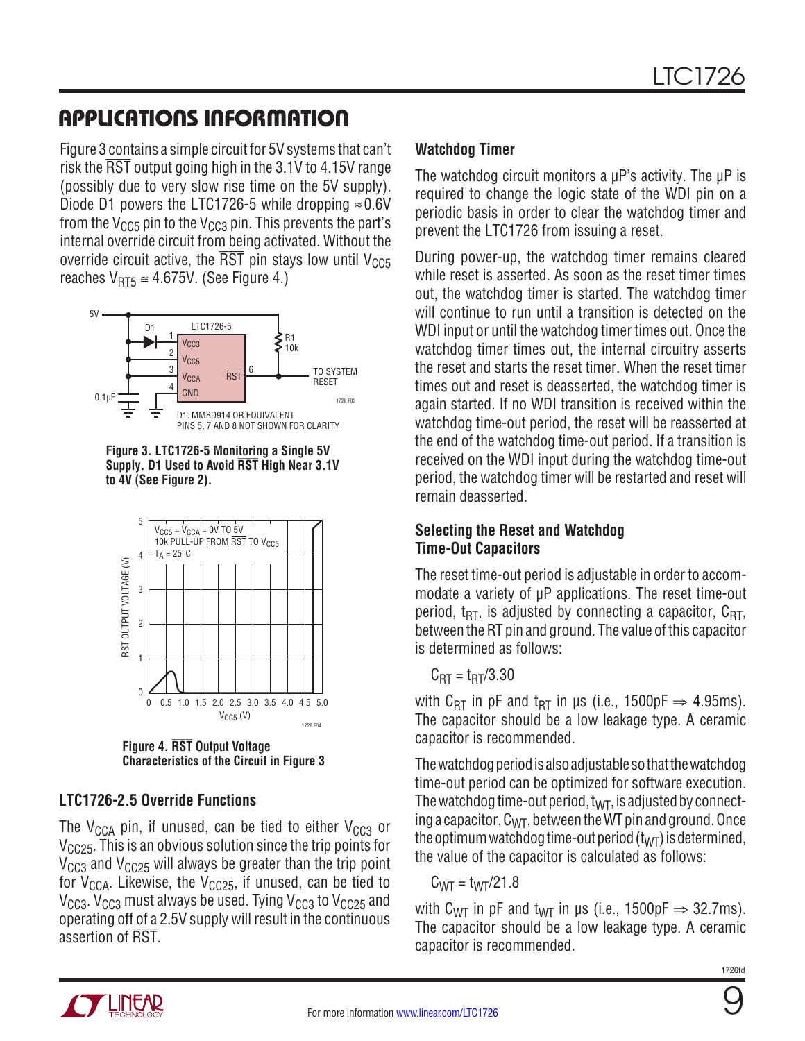## APPLICATIONS INFORMATION

Figure 3 contains a simple circuit for 5V systems that can't risk the $\overline{RST}$ output going high in the 3.1V to 4.15V range (possibly due to very slow rise time on the 5V supply). Diode D1 powers the LTC1726-5 while dropping ≈0.6V from the $V_{CC5}$ pin to the $V_{CC3}$ pin. This prevents the part's internal override circuit from being activated. Without the override circuit active, the $\overline{RST}$ pin stays low until $V_{CC5}$ reaches $V_{RT5} \cong 4.675V$. (See Figure 4.)

**Figure 3. LTC1726-5 Monitoring a Single 5V Supply. D1 Used to Avoid $\overline{RST}$ High Near 3.1V to 4V (See Figure 2).**

**Figure 4. $\overline{RST}$ Output Voltage Characteristics of the Circuit in Figure 3**

### LTC1726-2.5 Override Functions

The $V_{CCA}$ pin, if unused, can be tied to either $V_{CC3}$ or $V_{CC25}$. This is an obvious solution since the trip points for $V_{CC3}$ and $V_{CC25}$ will always be greater than the trip point for $V_{CCA}$. Likewise, the $V_{CC25}$, if unused, can be tied to $V_{CC3}$. $V_{CC3}$ must always be used. Tying $V_{CC3}$ to $V_{CC25}$ and operating off of a 2.5V supply will result in the continuous assertion of $\overline{RST}$.

### Watchdog Timer

The watchdog circuit monitors a µP's activity. The µP is required to change the logic state of the WDI pin on a periodic basis in order to clear the watchdog timer and prevent the LTC1726 from issuing a reset.

During power-up, the watchdog timer remains cleared while reset is asserted. As soon as the reset timer times out, the watchdog timer is started. The watchdog timer will continue to run until a transition is detected on the WDI input or until the watchdog timer times out. Once the watchdog timer times out, the internal circuitry asserts the reset and starts the reset timer. When the reset timer times out and reset is deasserted, the watchdog timer is again started. If no WDI transition is received within the watchdog time-out period, the reset will be reasserted at the end of the watchdog time-out period. If a transition is received on the WDI input during the watchdog time-out period, the watchdog timer will be restarted and reset will remain deasserted.

### Selecting the Reset and Watchdog Time-Out Capacitors

The reset time-out period is adjustable in order to accommodate a variety of µP applications. The reset time-out period, $t_{RT}$, is adjusted by connecting a capacitor, $C_{RT}$, between the RT pin and ground. The value of this capacitor is determined as follows:

$$C_{RT} = t_{RT}/3.30$$

with $C_{RT}$ in pF and $t_{RT}$ in µs (i.e., 1500pF ⇒ 4.95ms). The capacitor should be a low leakage type. A ceramic capacitor is recommended.

The watchdog period is also adjustable so that the watchdog time-out period can be optimized for software execution. The watchdog time-out period, $t_{WT}$, is adjusted by connecting a capacitor, $C_{WT}$, between the WT pin and ground. Once the optimum watchdog time-out period ($t_{WT}$) is determined, the value of the capacitor is calculated as follows:

$$C_{WT} = t_{WT}/21.8$$

with $C_{WT}$ in pF and $t_{WT}$ in µs (i.e., 1500pF ⇒ 32.7ms). The capacitor should be a low leakage type. A ceramic capacitor is recommended.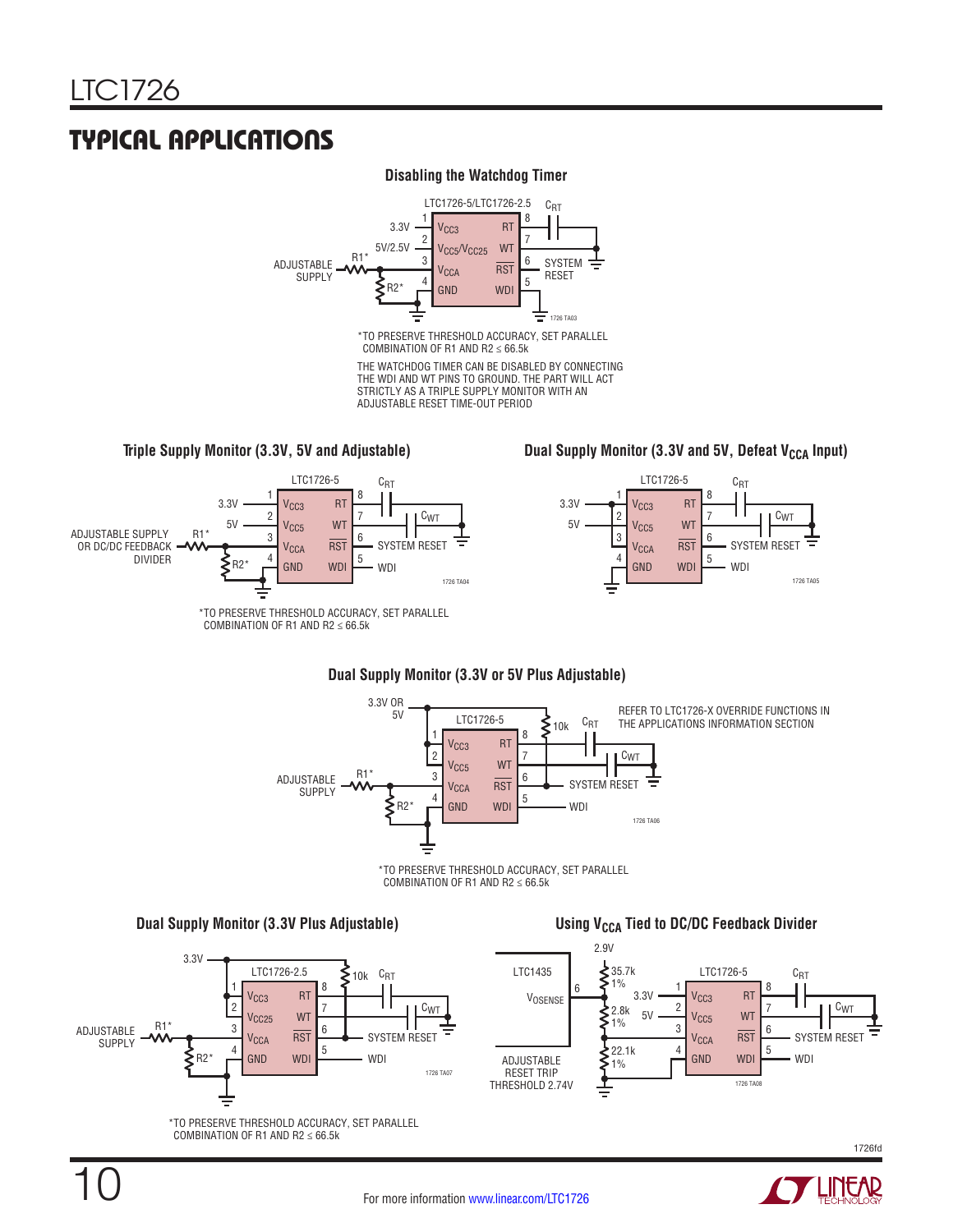## TYPICAL APPLICATIONS

### Disabling the Watchdog Timer

LTC1726-5/LTC1726-2.5

*TO PRESERVE THRESHOLD ACCURACY, SET PARALLEL COMBINATION OF R1 AND R2 ≤ 66.5k

THE WATCHDOG TIMER CAN BE DISABLED BY CONNECTING THE WDI AND WT PINS TO GROUND. THE PART WILL ACT STRICTLY AS A TRIPLE SUPPLY MONITOR WITH AN ADJUSTABLE RESET TIME-OUT PERIOD

### Triple Supply Monitor (3.3V, 5V and Adjustable)

LTC1726-5

*TO PRESERVE THRESHOLD ACCURACY, SET PARALLEL COMBINATION OF R1 AND R2 ≤ 66.5k

### Dual Supply Monitor (3.3V and 5V, Defeat $V_{CCA}$ Input)

LTC1726-5

### Dual Supply Monitor (3.3V or 5V Plus Adjustable)

LTC1726-5

REFER TO LTC1726-X OVERRIDE FUNCTIONS IN THE APPLICATIONS INFORMATION SECTION

*TO PRESERVE THRESHOLD ACCURACY, SET PARALLEL COMBINATION OF R1 AND R2 ≤ 66.5k

### Dual Supply Monitor (3.3V Plus Adjustable)

LTC1726-2.5

*TO PRESERVE THRESHOLD ACCURACY, SET PARALLEL COMBINATION OF R1 AND R2 ≤ 66.5k

### Using $V_{CCA}$ Tied to DC/DC Feedback Divider

LTC1435, LTC1726-5

ADJUSTABLE RESET TRIP THRESHOLD 2.74V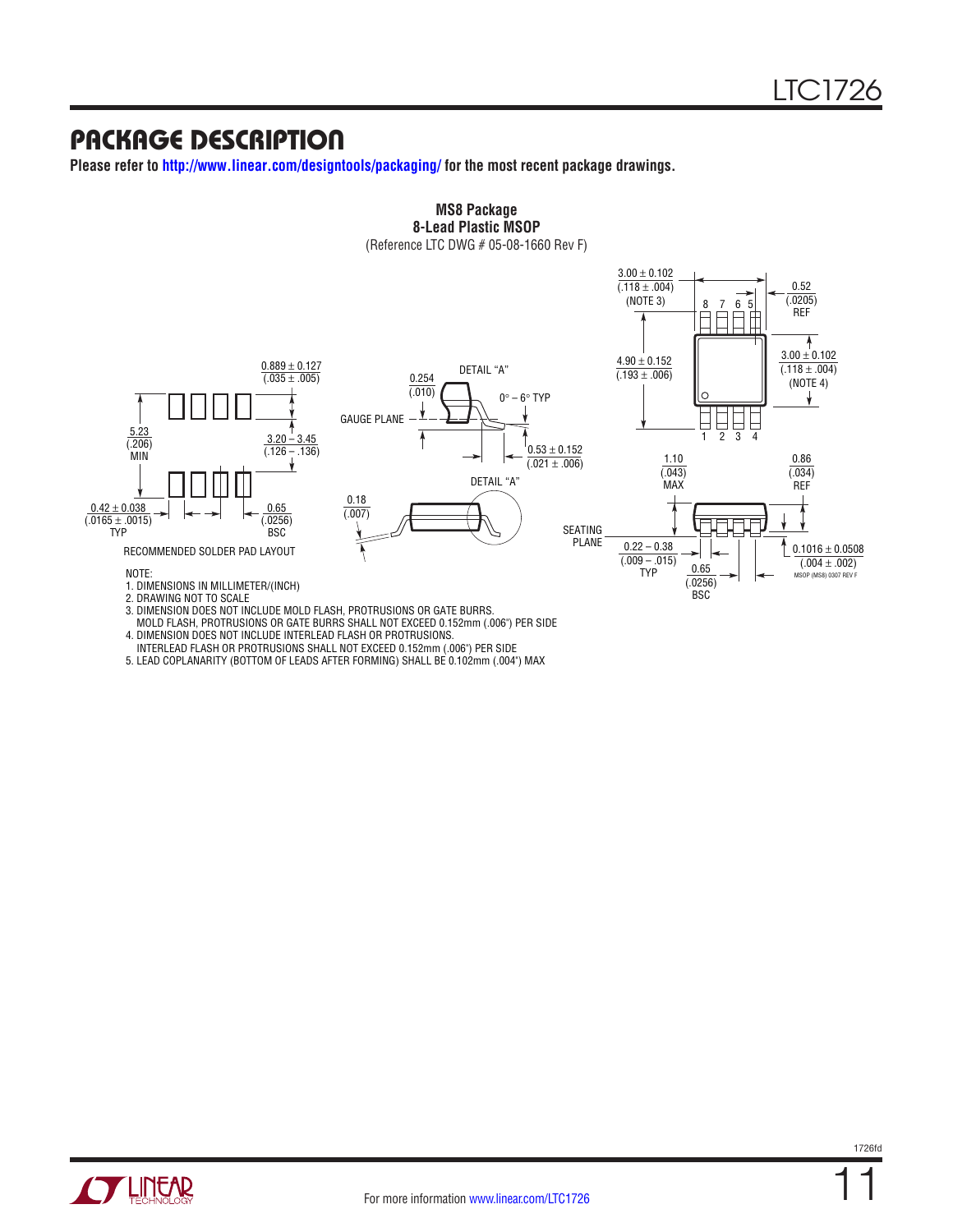## PACKAGE DESCRIPTION

**Please refer to http://www.linear.com/designtools/packaging/ for the most recent package drawings.**

**MS8 Package**
**8-Lead Plastic MSOP**
(Reference LTC DWG # 05-08-1660 Rev F)

3.00 ± 0.102 (.118 ± .004) (NOTE 3)

0.52 (.0205) REF

8 7 6 5

4.90 ± 0.152 (.193 ± .006)

3.00 ± 0.102 (.118 ± .004) (NOTE 4)

1 2 3 4

0.889 ± 0.127 (.035 ± .005)

5.23 (.206) MIN

3.20 – 3.45 (.126 – .136)

0.42 ± 0.038 (.0165 ± .0015) TYP

0.65 (.0256) BSC

RECOMMENDED SOLDER PAD LAYOUT

DETAIL "A"

0.254 (.010)

0° – 6° TYP

GAUGE PLANE

0.53 ± 0.152 (.021 ± .006)

DETAIL "A"

0.18 (.007)

1.10 (.043) MAX

0.86 (.034) REF

SEATING PLANE

0.22 – 0.38 (.009 – .015) TYP

0.65 (.0256) BSC

0.1016 ± 0.0508 (.004 ± .002)

MSOP (MS8) 0307 REV F

NOTE:
1. DIMENSIONS IN MILLIMETER/(INCH)
2. DRAWING NOT TO SCALE
3. DIMENSION DOES NOT INCLUDE MOLD FLASH, PROTRUSIONS OR GATE BURRS.
   MOLD FLASH, PROTRUSIONS OR GATE BURRS SHALL NOT EXCEED 0.152mm (.006") PER SIDE
4. DIMENSION DOES NOT INCLUDE INTERLEAD FLASH OR PROTRUSIONS.
   INTERLEAD FLASH OR PROTRUSIONS SHALL NOT EXCEED 0.152mm (.006") PER SIDE
5. LEAD COPLANARITY (BOTTOM OF LEADS AFTER FORMING) SHALL BE 0.102mm (.004") MAX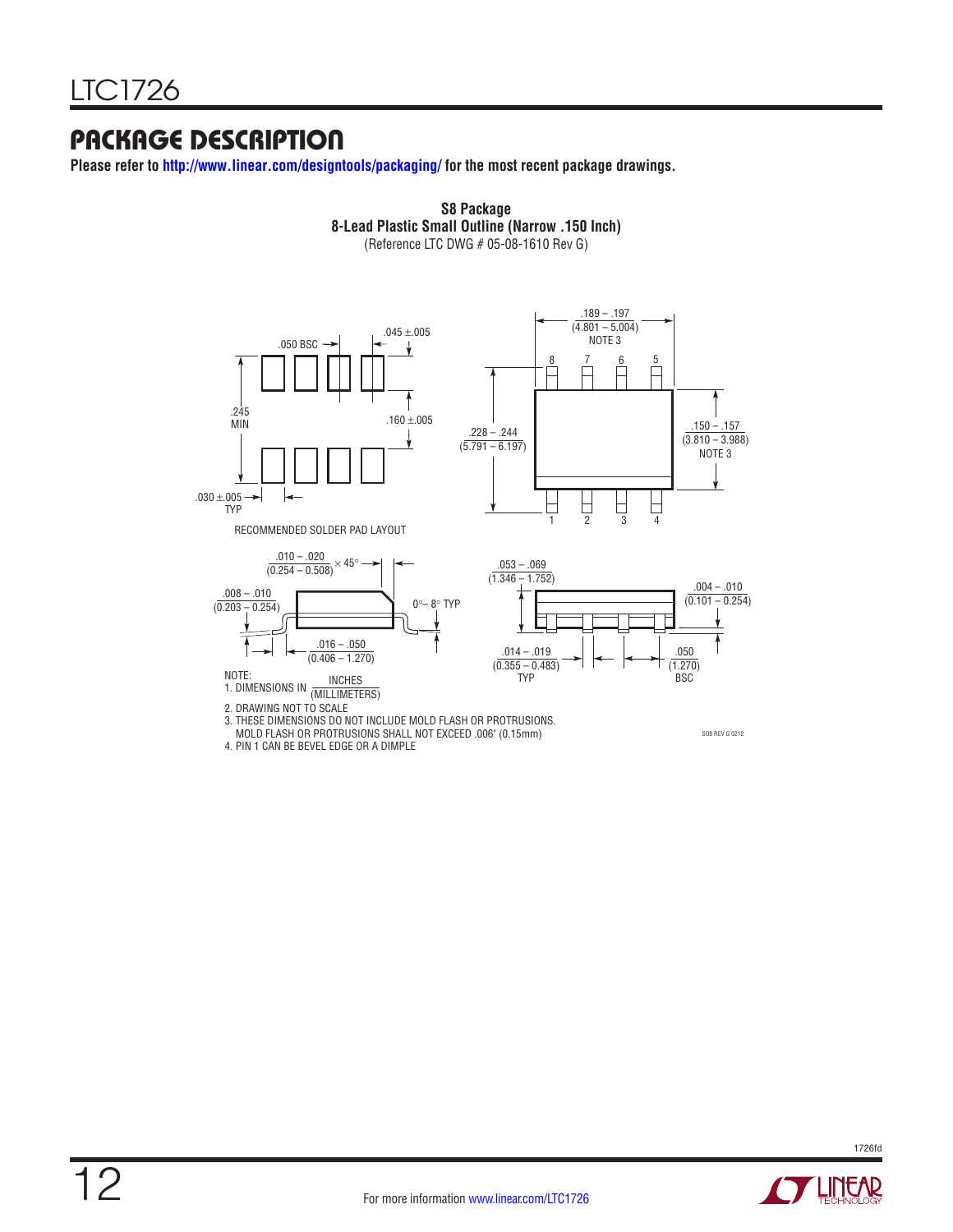## PACKAGE DESCRIPTION

**Please refer to http://www.linear.com/designtools/packaging/ for the most recent package drawings.**

**S8 Package**
**8-Lead Plastic Small Outline (Narrow .150 Inch)**
(Reference LTC DWG # 05-08-1610 Rev G)

.050 BSC

.045 ±.005

.245 MIN

.160 ±.005

.030 ±.005 TYP

RECOMMENDED SOLDER PAD LAYOUT

.189 – .197 (4.801 – 5.004) NOTE 3

8 7 6 5

.228 – .244 (5.791 – 6.197)

.150 – .157 (3.810 – 3.988) NOTE 3

1 2 3 4

.010 – .020 (0.254 – 0.508) × 45°

.008 – .010 (0.203 – 0.254)

0°– 8° TYP

.016 – .050 (0.406 – 1.270)

.053 – .069 (1.346 – 1.752)

.004 – .010 (0.101 – 0.254)

.014 – .019 (0.355 – 0.483) TYP

.050 (1.270) BSC

NOTE:
1. DIMENSIONS IN INCHES (MILLIMETERS)
2. DRAWING NOT TO SCALE
3. THESE DIMENSIONS DO NOT INCLUDE MOLD FLASH OR PROTRUSIONS. MOLD FLASH OR PROTRUSIONS SHALL NOT EXCEED .006" (0.15mm)
4. PIN 1 CAN BE BEVEL EDGE OR A DIMPLE

SO8 REV G 0212

For more information www.linear.com/LTC1726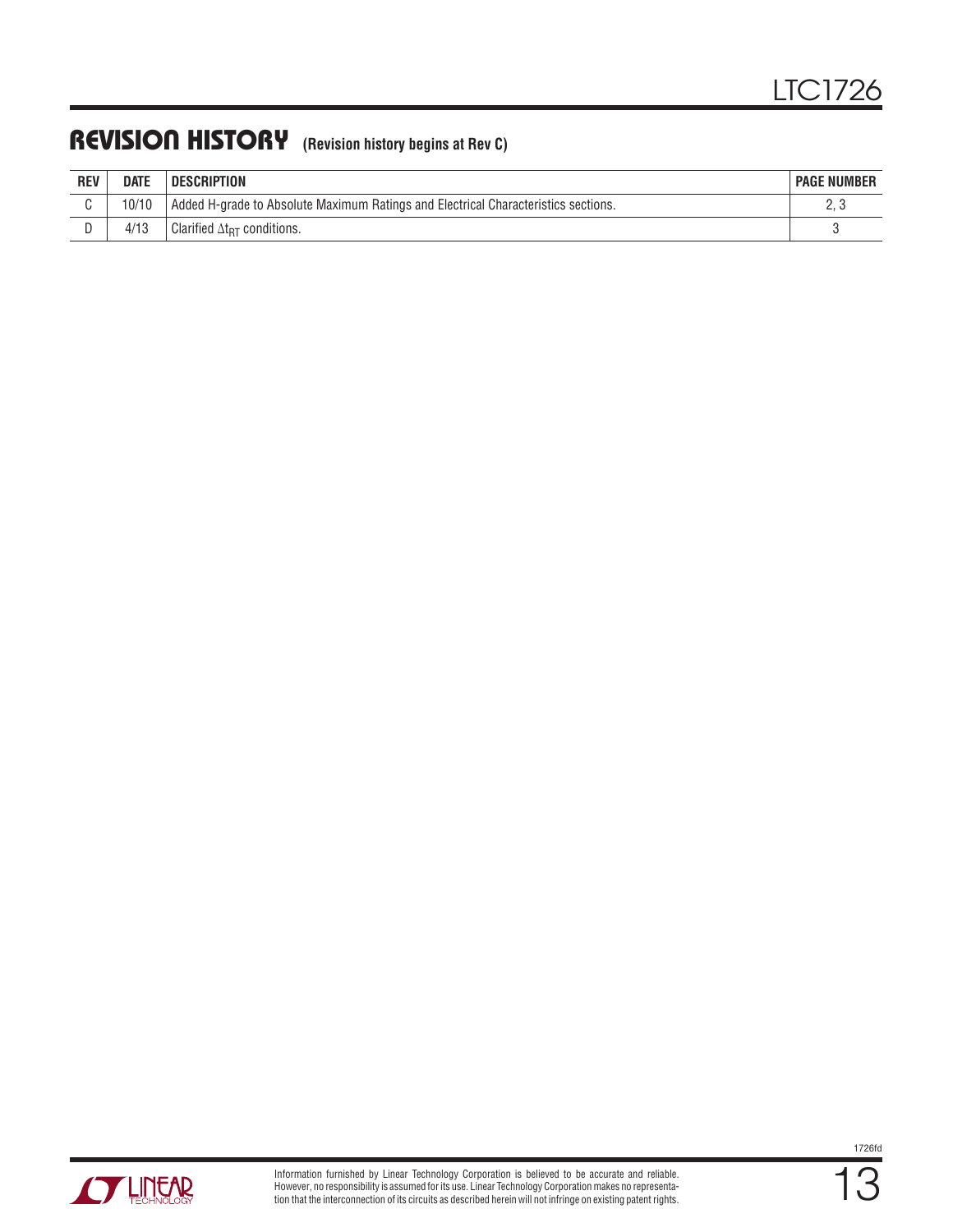## REVISION HISTORY (Revision history begins at Rev C)

| REV | DATE | DESCRIPTION | PAGE NUMBER |
|---|---|---|---|
| C | 10/10 | Added H-grade to Absolute Maximum Ratings and Electrical Characteristics sections. | 2, 3 |
| D | 4/13 | Clarified $\Delta t_{RT}$ conditions. | 3 |

Information furnished by Linear Technology Corporation is believed to be accurate and reliable. However, no responsibility is assumed for its use. Linear Technology Corporation makes no representation that the interconnection of its circuits as described herein will not infringe on existing patent rights.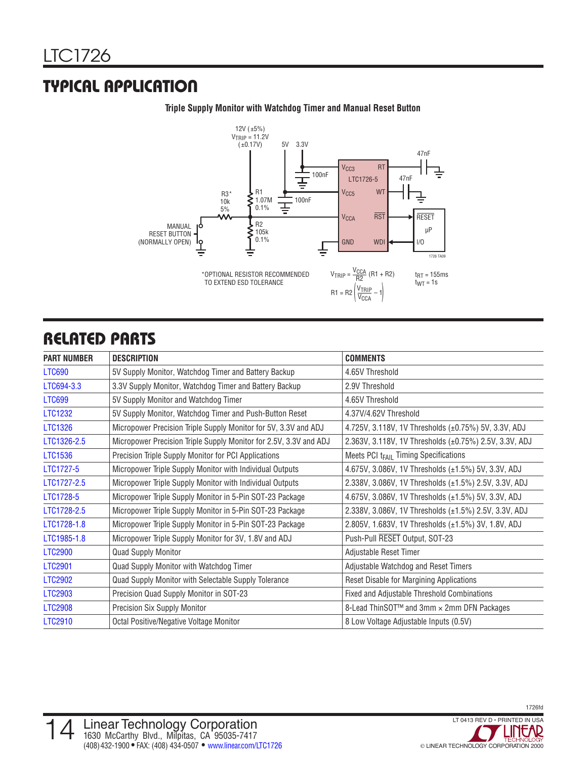## TYPICAL APPLICATION

**Triple Supply Monitor with Watchdog Timer and Manual Reset Button**

12V (±5%)
$V_{TRIP}$ = 11.2V
(±0.17V)
5V
3.3V
47nF
100nF
$V_{CC3}$
RT
LTC1726-5
47nF
R3*
10k
5%
R1
1.07M
0.1%
100nF
$V_{CC5}$
WT
MANUAL
RESET BUTTON
(NORMALLY OPEN)
R2
105k
0.1%
$V_{CCA}$
$\overline{RST}$
$\overline{RESET}$
µP
GND
WDI
I/O
1726 TA09

*OPTIONAL RESISTOR RECOMMENDED TO EXTEND ESD TOLERANCE

$$V_{TRIP} = \frac{V_{CCA}}{R2}(R1 + R2)$$

$$R1 = R2\left(\frac{V_{TRIP}}{V_{CCA}} - 1\right)$$

$t_{RT}$ = 155ms
$t_{WT}$ = 1s

## RELATED PARTS

| PART NUMBER | DESCRIPTION | COMMENTS |
|---|---|---|
| LTC690 | 5V Supply Monitor, Watchdog Timer and Battery Backup | 4.65V Threshold |
| LTC694-3.3 | 3.3V Supply Monitor, Watchdog Timer and Battery Backup | 2.9V Threshold |
| LTC699 | 5V Supply Monitor and Watchdog Timer | 4.65V Threshold |
| LTC1232 | 5V Supply Monitor, Watchdog Timer and Push-Button Reset | 4.37V/4.62V Threshold |
| LTC1326 | Micropower Precision Triple Supply Monitor for 5V, 3.3V and ADJ | 4.725V, 3.118V, 1V Thresholds (±0.75%) 5V, 3.3V, ADJ |
| LTC1326-2.5 | Micropower Precision Triple Supply Monitor for 2.5V, 3.3V and ADJ | 2.363V, 3.118V, 1V Thresholds (±0.75%) 2.5V, 3.3V, ADJ |
| LTC1536 | Precision Triple Supply Monitor for PCI Applications | Meets PCI $t_{FAIL}$ Timing Specifications |
| LTC1727-5 | Micropower Triple Supply Monitor with Individual Outputs | 4.675V, 3.086V, 1V Thresholds (±1.5%) 5V, 3.3V, ADJ |
| LTC1727-2.5 | Micropower Triple Supply Monitor with Individual Outputs | 2.338V, 3.086V, 1V Thresholds (±1.5%) 2.5V, 3.3V, ADJ |
| LTC1728-5 | Micropower Triple Supply Monitor in 5-Pin SOT-23 Package | 4.675V, 3.086V, 1V Thresholds (±1.5%) 5V, 3.3V, ADJ |
| LTC1728-2.5 | Micropower Triple Supply Monitor in 5-Pin SOT-23 Package | 2.338V, 3.086V, 1V Thresholds (±1.5%) 2.5V, 3.3V, ADJ |
| LTC1728-1.8 | Micropower Triple Supply Monitor in 5-Pin SOT-23 Package | 2.805V, 1.683V, 1V Thresholds (±1.5%) 3V, 1.8V, ADJ |
| LTC1985-1.8 | Micropower Triple Supply Monitor for 3V, 1.8V and ADJ | Push-Pull $\overline{RESET}$ Output, SOT-23 |
| LTC2900 | Quad Supply Monitor | Adjustable Reset Timer |
| LTC2901 | Quad Supply Monitor with Watchdog Timer | Adjustable Watchdog and Reset Timers |
| LTC2902 | Quad Supply Monitor with Selectable Supply Tolerance | Reset Disable for Margining Applications |
| LTC2903 | Precision Quad Supply Monitor in SOT-23 | Fixed and Adjustable Threshold Combinations |
| LTC2908 | Precision Six Supply Monitor | 8-Lead ThinSOT™ and 3mm × 2mm DFN Packages |
| LTC2910 | Octal Positive/Negative Voltage Monitor | 8 Low Voltage Adjustable Inputs (0.5V) |

Linear Technology Corporation
1630 McCarthy Blvd., Milpitas, CA 95035-7417
(408) 432-1900 • FAX: (408) 434-0507 • www.linear.com/LTC1726

LT 0413 REV D • PRINTED IN USA
© LINEAR TECHNOLOGY CORPORATION 2000